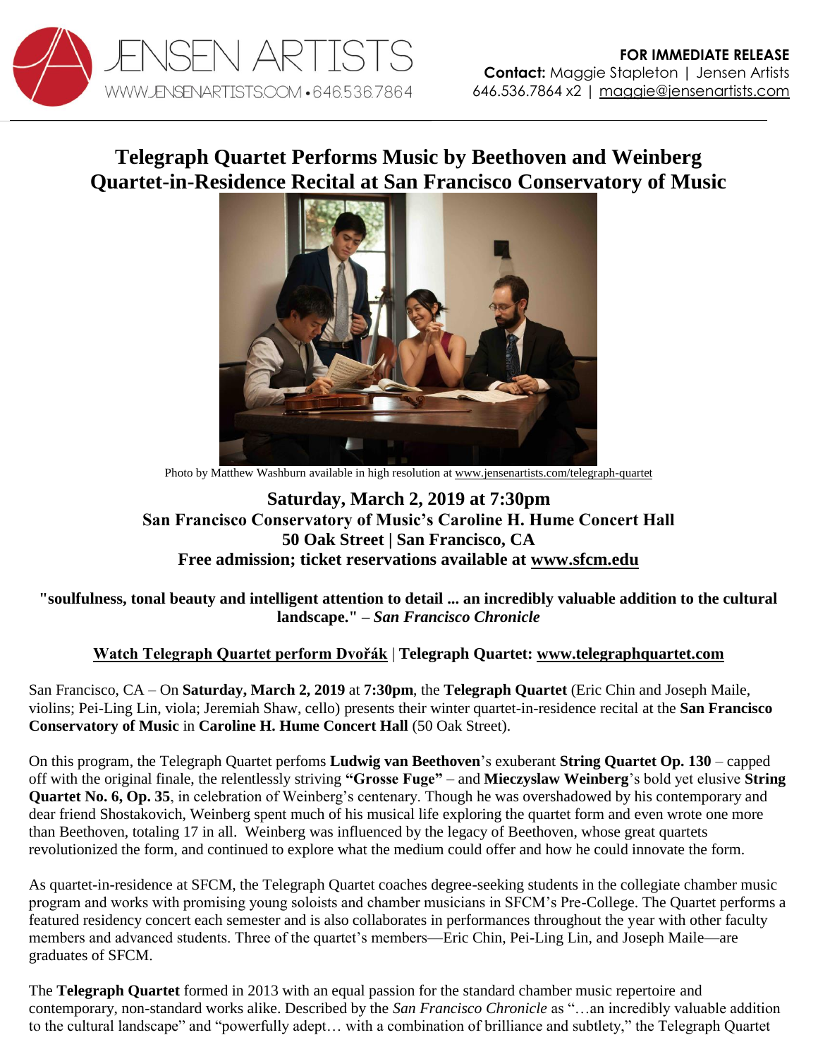JENSEN ARTISTS
WWW.JENSENARTISTS.COM • 646.536.7864

**FOR IMMEDIATE RELEASE**
**Contact:** Maggie Stapleton | Jensen Artists
646.536.7864 x2 | maggie@jensenartists.com

# Telegraph Quartet Performs Music by Beethoven and Weinberg
# Quartet-in-Residence Recital at San Francisco Conservatory of Music

Photo by Matthew Washburn available in high resolution at www.jensenartists.com/telegraph-quartet

**Saturday, March 2, 2019 at 7:30pm**
**San Francisco Conservatory of Music's Caroline H. Hume Concert Hall**
**50 Oak Street | San Francisco, CA**
**Free admission; ticket reservations available at www.sfcm.edu**

**"soulfulness, tonal beauty and intelligent attention to detail ... an incredibly valuable addition to the cultural landscape." –** ***San Francisco Chronicle***

**Watch Telegraph Quartet perform Dvořák | Telegraph Quartet: www.telegraphquartet.com**

San Francisco, CA – On **Saturday, March 2, 2019** at **7:30pm**, the **Telegraph Quartet** (Eric Chin and Joseph Maile, violins; Pei-Ling Lin, viola; Jeremiah Shaw, cello) presents their winter quartet-in-residence recital at the **San Francisco Conservatory of Music** in **Caroline H. Hume Concert Hall** (50 Oak Street).

On this program, the Telegraph Quartet perfoms **Ludwig van Beethoven**'s exuberant **String Quartet Op. 130** – capped off with the original finale, the relentlessly striving **"Grosse Fuge"** – and **Mieczyslaw Weinberg**'s bold yet elusive **String Quartet No. 6, Op. 35**, in celebration of Weinberg's centenary. Though he was overshadowed by his contemporary and dear friend Shostakovich, Weinberg spent much of his musical life exploring the quartet form and even wrote one more than Beethoven, totaling 17 in all. Weinberg was influenced by the legacy of Beethoven, whose great quartets revolutionized the form, and continued to explore what the medium could offer and how he could innovate the form.

As quartet-in-residence at SFCM, the Telegraph Quartet coaches degree-seeking students in the collegiate chamber music program and works with promising young soloists and chamber musicians in SFCM's Pre-College. The Quartet performs a featured residency concert each semester and is also collaborates in performances throughout the year with other faculty members and advanced students. Three of the quartet's members—Eric Chin, Pei-Ling Lin, and Joseph Maile—are graduates of SFCM.

The **Telegraph Quartet** formed in 2013 with an equal passion for the standard chamber music repertoire and contemporary, non-standard works alike. Described by the *San Francisco Chronicle* as "…an incredibly valuable addition to the cultural landscape" and "powerfully adept… with a combination of brilliance and subtlety," the Telegraph Quartet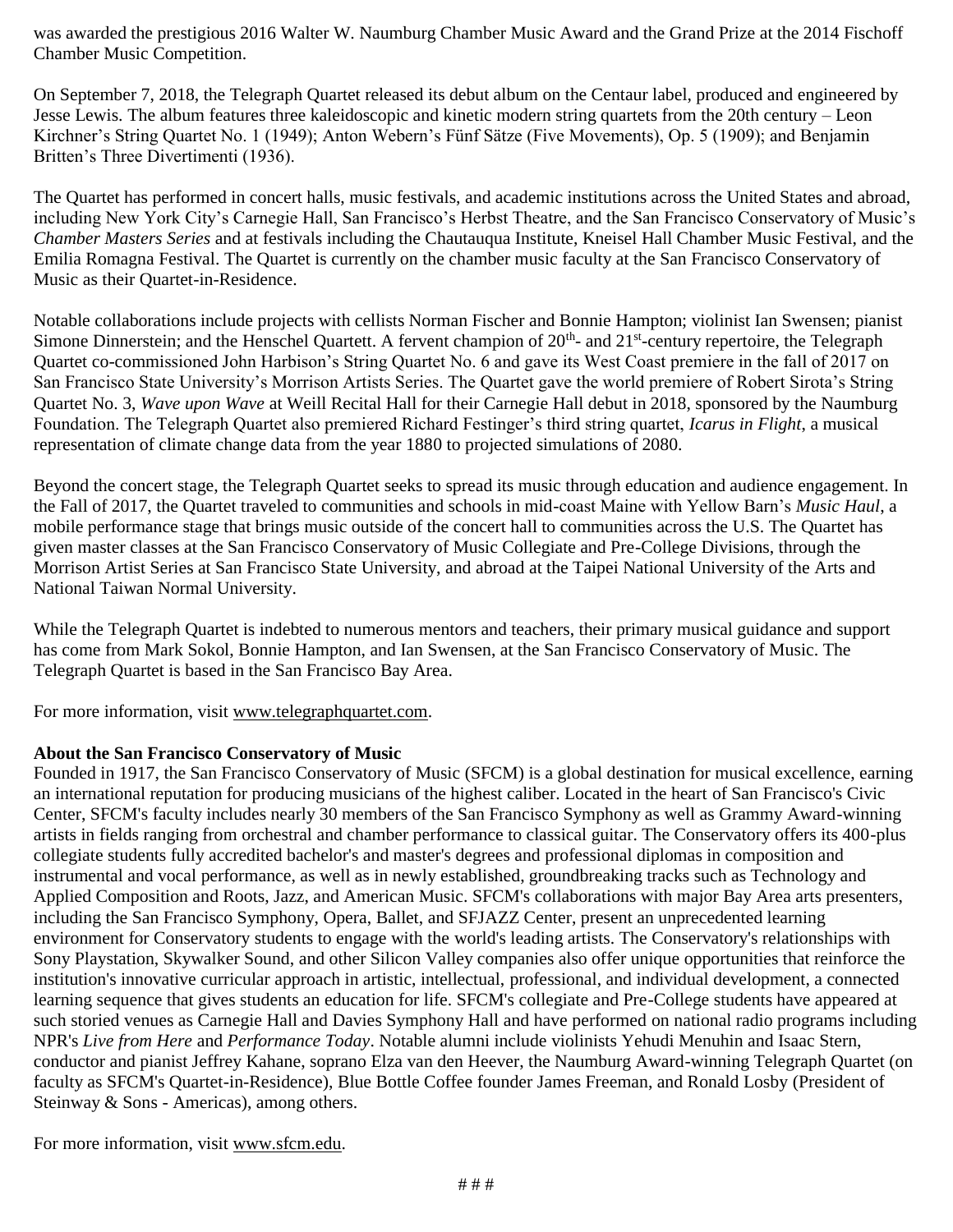was awarded the prestigious 2016 Walter W. Naumburg Chamber Music Award and the Grand Prize at the 2014 Fischoff Chamber Music Competition.

On September 7, 2018, the Telegraph Quartet released its debut album on the Centaur label, produced and engineered by Jesse Lewis. The album features three kaleidoscopic and kinetic modern string quartets from the 20th century – Leon Kirchner's String Quartet No. 1 (1949); Anton Webern's Fünf Sätze (Five Movements), Op. 5 (1909); and Benjamin Britten's Three Divertimenti (1936).

The Quartet has performed in concert halls, music festivals, and academic institutions across the United States and abroad, including New York City's Carnegie Hall, San Francisco's Herbst Theatre, and the San Francisco Conservatory of Music's *Chamber Masters Series* and at festivals including the Chautauqua Institute, Kneisel Hall Chamber Music Festival, and the Emilia Romagna Festival. The Quartet is currently on the chamber music faculty at the San Francisco Conservatory of Music as their Quartet-in-Residence.

Notable collaborations include projects with cellists Norman Fischer and Bonnie Hampton; violinist Ian Swensen; pianist Simone Dinnerstein; and the Henschel Quartett. A fervent champion of 20th- and 21st-century repertoire, the Telegraph Quartet co-commissioned John Harbison's String Quartet No. 6 and gave its West Coast premiere in the fall of 2017 on San Francisco State University's Morrison Artists Series. The Quartet gave the world premiere of Robert Sirota's String Quartet No. 3, *Wave upon Wave* at Weill Recital Hall for their Carnegie Hall debut in 2018, sponsored by the Naumburg Foundation. The Telegraph Quartet also premiered Richard Festinger's third string quartet, *Icarus in Flight*, a musical representation of climate change data from the year 1880 to projected simulations of 2080.

Beyond the concert stage, the Telegraph Quartet seeks to spread its music through education and audience engagement. In the Fall of 2017, the Quartet traveled to communities and schools in mid-coast Maine with Yellow Barn's *Music Haul*, a mobile performance stage that brings music outside of the concert hall to communities across the U.S. The Quartet has given master classes at the San Francisco Conservatory of Music Collegiate and Pre-College Divisions, through the Morrison Artist Series at San Francisco State University, and abroad at the Taipei National University of the Arts and National Taiwan Normal University.

While the Telegraph Quartet is indebted to numerous mentors and teachers, their primary musical guidance and support has come from Mark Sokol, Bonnie Hampton, and Ian Swensen, at the San Francisco Conservatory of Music. The Telegraph Quartet is based in the San Francisco Bay Area.

For more information, visit www.telegraphquartet.com.

**About the San Francisco Conservatory of Music**

Founded in 1917, the San Francisco Conservatory of Music (SFCM) is a global destination for musical excellence, earning an international reputation for producing musicians of the highest caliber. Located in the heart of San Francisco's Civic Center, SFCM's faculty includes nearly 30 members of the San Francisco Symphony as well as Grammy Award-winning artists in fields ranging from orchestral and chamber performance to classical guitar. The Conservatory offers its 400-plus collegiate students fully accredited bachelor's and master's degrees and professional diplomas in composition and instrumental and vocal performance, as well as in newly established, groundbreaking tracks such as Technology and Applied Composition and Roots, Jazz, and American Music. SFCM's collaborations with major Bay Area arts presenters, including the San Francisco Symphony, Opera, Ballet, and SFJAZZ Center, present an unprecedented learning environment for Conservatory students to engage with the world's leading artists. The Conservatory's relationships with Sony Playstation, Skywalker Sound, and other Silicon Valley companies also offer unique opportunities that reinforce the institution's innovative curricular approach in artistic, intellectual, professional, and individual development, a connected learning sequence that gives students an education for life. SFCM's collegiate and Pre-College students have appeared at such storied venues as Carnegie Hall and Davies Symphony Hall and have performed on national radio programs including NPR's *Live from Here* and *Performance Today*. Notable alumni include violinists Yehudi Menuhin and Isaac Stern, conductor and pianist Jeffrey Kahane, soprano Elza van den Heever, the Naumburg Award-winning Telegraph Quartet (on faculty as SFCM's Quartet-in-Residence), Blue Bottle Coffee founder James Freeman, and Ronald Losby (President of Steinway & Sons - Americas), among others.

For more information, visit www.sfcm.edu.

# # #